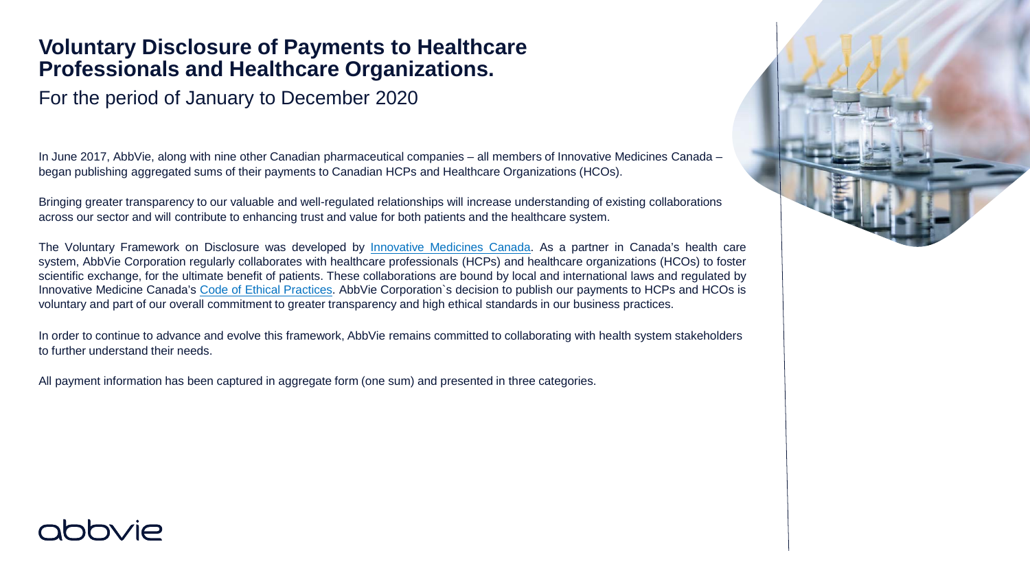# Voluntary Disclosure of Payments to Healthcare Professionals and Healthcare Organizations.

For the period of January to December 2020

In June 2017, AbbVie, along with nine other Canadian pharmaceutical companies – all members of Innovative Medicines Canada – began publishing aggregated sums of their payments to Canadian HCPs and Healthcare Organizations (HCOs).

Bringing greater transparency to our valuable and well-regulated relationships will increase understanding of existing collaborations across our sector and will contribute to enhancing trust and value for both patients and the healthcare system.

The Voluntary Framework on Disclosure was developed by Innovative Medicines Canada. As a partner in Canada's health care system, AbbVie Corporation regularly collaborates with healthcare professionals (HCPs) and healthcare organizations (HCOs) to foster scientific exchange, for the ultimate benefit of patients. These collaborations are bound by local and international laws and regulated by Innovative Medicine Canada's Code of Ethical Practices. AbbVie Corporation`s decision to publish our payments to HCPs and HCOs is voluntary and part of our overall commitment to greater transparency and high ethical standards in our business practices.

In order to continue to advance and evolve this framework, AbbVie remains committed to collaborating with health system stakeholders to further understand their needs.

All payment information has been captured in aggregate form (one sum) and presented in three categories.

abbvie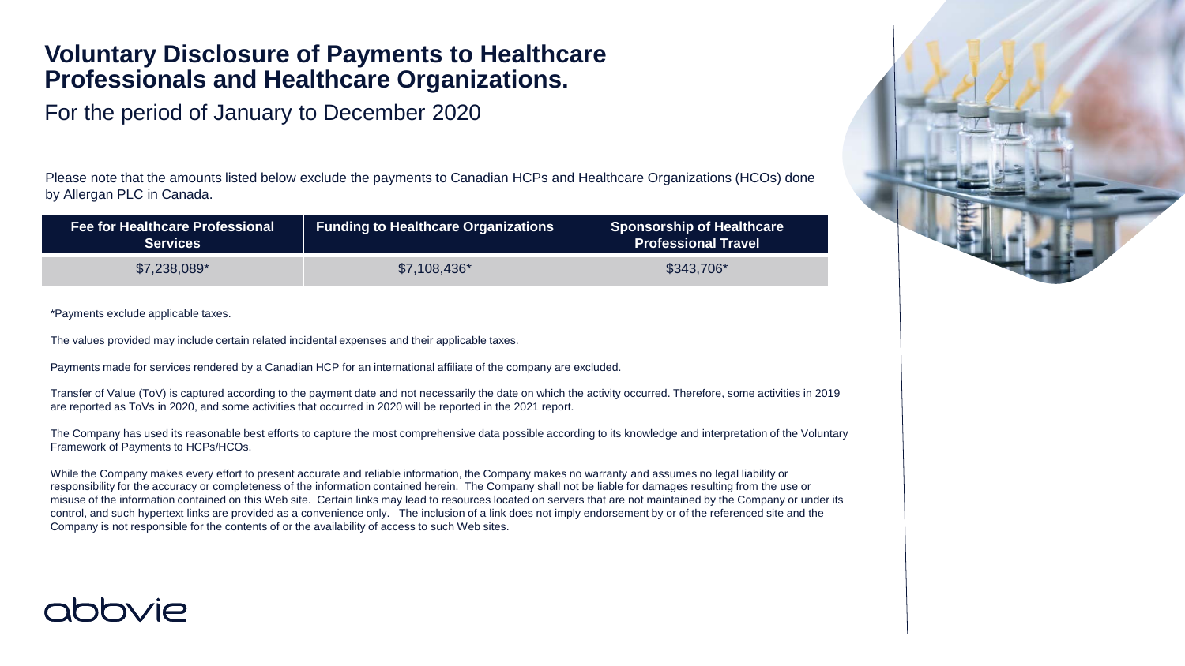# Voluntary Disclosure of Payments to Healthcare Professionals and Healthcare Organizations.

For the period of January to December 2020

Please note that the amounts listed below exclude the payments to Canadian HCPs and Healthcare Organizations (HCOs) done by Allergan PLC in Canada.

| Fee for Healthcare Professional Services | Funding to Healthcare Organizations | Sponsorship of Healthcare Professional Travel |
| --- | --- | --- |
| $7,238,089* | $7,108,436* | $343,706* |

*Payments exclude applicable taxes.

The values provided may include certain related incidental expenses and their applicable taxes.

Payments made for services rendered by a Canadian HCP for an international affiliate of the company are excluded.

Transfer of Value (ToV) is captured according to the payment date and not necessarily the date on which the activity occurred. Therefore, some activities in 2019 are reported as ToVs in 2020, and some activities that occurred in 2020 will be reported in the 2021 report.

The Company has used its reasonable best efforts to capture the most comprehensive data possible according to its knowledge and interpretation of the Voluntary Framework of Payments to HCPs/HCOs.

While the Company makes every effort to present accurate and reliable information, the Company makes no warranty and assumes no legal liability or responsibility for the accuracy or completeness of the information contained herein. The Company shall not be liable for damages resulting from the use or misuse of the information contained on this Web site. Certain links may lead to resources located on servers that are not maintained by the Company or under its control, and such hypertext links are provided as a convenience only. The inclusion of a link does not imply endorsement by or of the referenced site and the Company is not responsible for the contents of or the availability of access to such Web sites.

abbvie